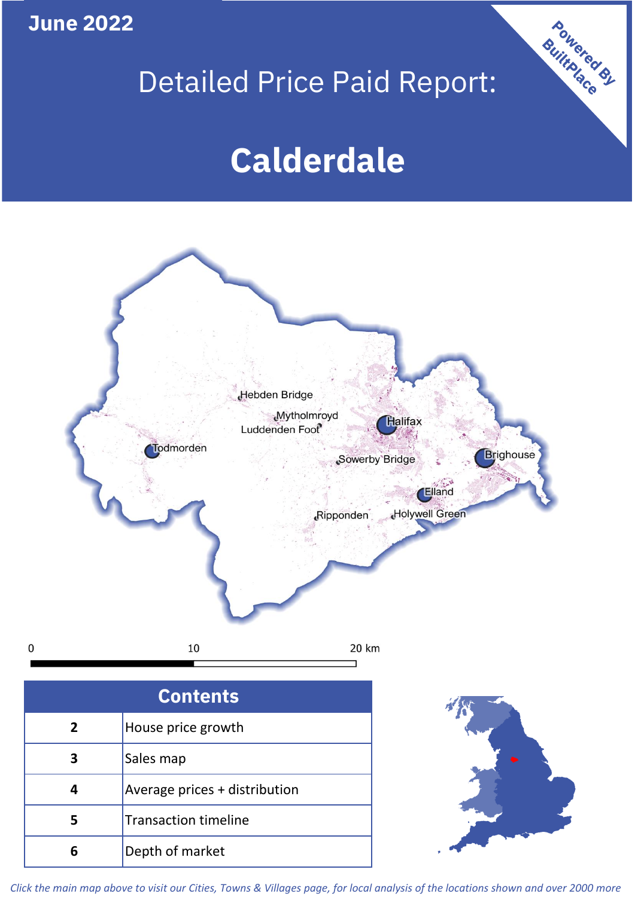June 2022

# Detailed Price Paid Report:

# Calderdale

Powered By BuiltPlace

Hebden Bridge
Mytholmroyd
Luddenden Foot
Halifax
Todmorden
Sowerby Bridge
Brighouse
Elland
Ripponden
Holywell Green

0 10 20 km

| Contents | |
|---|---|
| 2 | House price growth |
| 3 | Sales map |
| 4 | Average prices + distribution |
| 5 | Transaction timeline |
| 6 | Depth of market |

*Click the main map above to visit our Cities, Towns & Villages page, for local analysis of the locations shown and over 2000 more*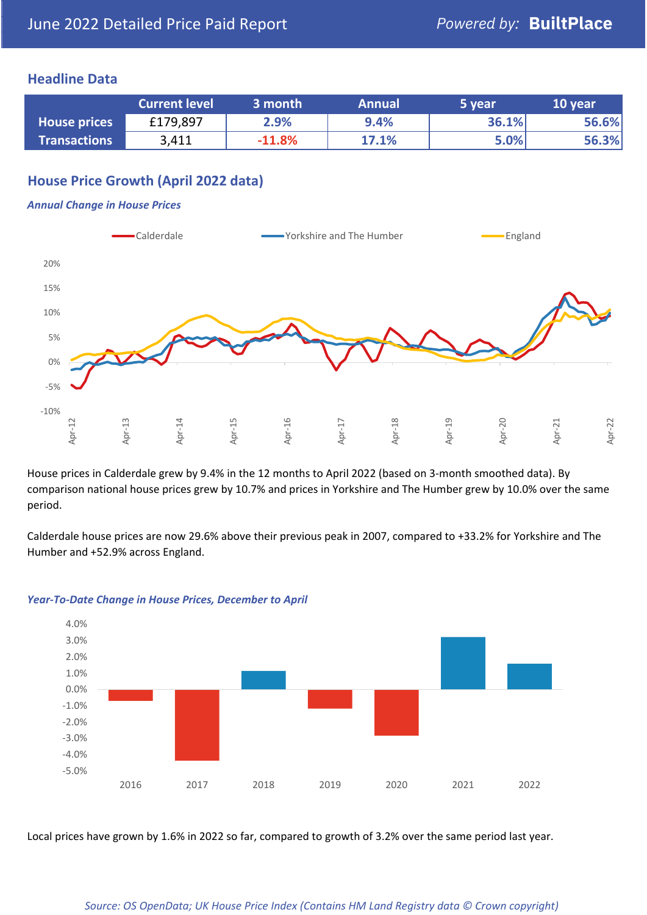June 2022 Detailed Price Paid Report

*Powered by:* **BuiltPlace**

## Headline Data

| | Current level | 3 month | Annual | 5 year | 10 year |
|---|---|---|---|---|---|
| **House prices** | £179,897 | 2.9% | 9.4% | 36.1% | 56.6% |
| **Transactions** | 3,411 | -11.8% | 17.1% | 5.0% | 56.3% |

## House Price Growth (April 2022 data)

### *Annual Change in House Prices*

House prices in Calderdale grew by 9.4% in the 12 months to April 2022 (based on 3-month smoothed data). By comparison national house prices grew by 10.7% and prices in Yorkshire and The Humber grew by 10.0% over the same period.

Calderdale house prices are now 29.6% above their previous peak in 2007, compared to +33.2% for Yorkshire and The Humber and +52.9% across England.

### *Year-To-Date Change in House Prices, December to April*

Local prices have grown by 1.6% in 2022 so far, compared to growth of 3.2% over the same period last year.

*Source: OS OpenData; UK House Price Index (Contains HM Land Registry data © Crown copyright)*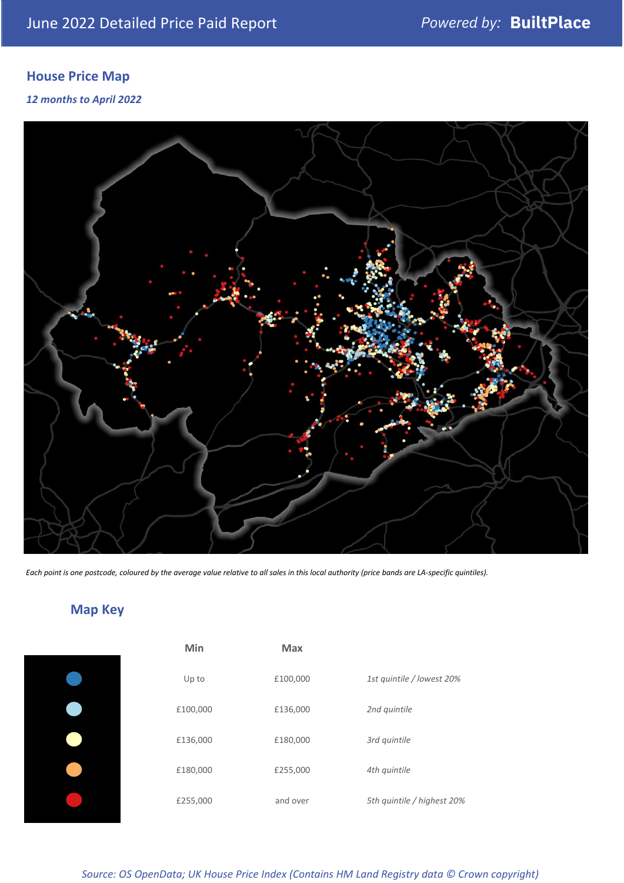## House Price Map

*12 months to April 2022*

*Each point is one postcode, coloured by the average value relative to all sales in this local authority (price bands are LA-specific quintiles).*

## Map Key

| | Min | Max | |
|---|---|---|---|
| (dark blue) | Up to | £100,000 | *1st quintile / lowest 20%* |
| (light blue) | £100,000 | £136,000 | *2nd quintile* |
| (pale yellow) | £136,000 | £180,000 | *3rd quintile* |
| (orange) | £180,000 | £255,000 | *4th quintile* |
| (red) | £255,000 | and over | *5th quintile / highest 20%* |

*Source: OS OpenData; UK House Price Index (Contains HM Land Registry data © Crown copyright)*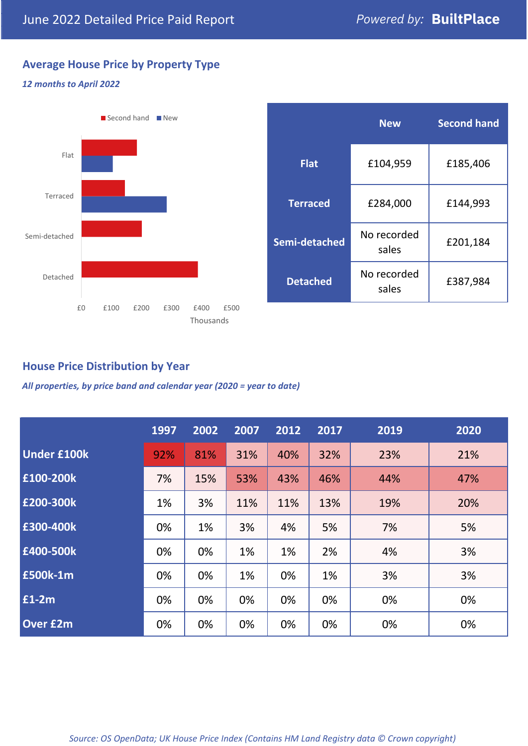June 2022 Detailed Price Paid Report — *Powered by:* **BuiltPlace**

## Average House Price by Property Type

*12 months to April 2022*

| | New | Second hand |
|---|---|---|
| **Flat** | £104,959 | £185,406 |
| **Terraced** | £284,000 | £144,993 |
| **Semi-detached** | No recorded sales | £201,184 |
| **Detached** | No recorded sales | £387,984 |

## House Price Distribution by Year

*All properties, by price band and calendar year (2020 = year to date)*

| | 1997 | 2002 | 2007 | 2012 | 2017 | 2019 | 2020 |
|---|---|---|---|---|---|---|---|
| **Under £100k** | 92% | 81% | 31% | 40% | 32% | 23% | 21% |
| **£100-200k** | 7% | 15% | 53% | 43% | 46% | 44% | 47% |
| **£200-300k** | 1% | 3% | 11% | 11% | 13% | 19% | 20% |
| **£300-400k** | 0% | 1% | 3% | 4% | 5% | 7% | 5% |
| **£400-500k** | 0% | 0% | 1% | 1% | 2% | 4% | 3% |
| **£500k-1m** | 0% | 0% | 1% | 0% | 1% | 3% | 3% |
| **£1-2m** | 0% | 0% | 0% | 0% | 0% | 0% | 0% |
| **Over £2m** | 0% | 0% | 0% | 0% | 0% | 0% | 0% |

*Source: OS OpenData; UK House Price Index (Contains HM Land Registry data © Crown copyright)*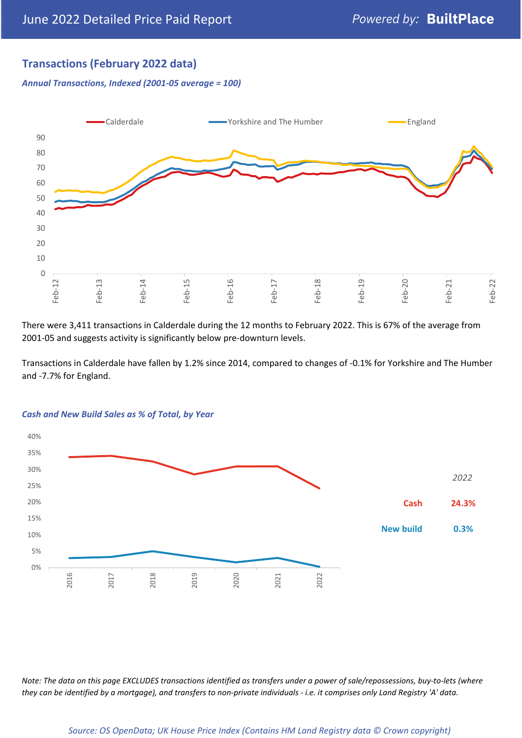## Transactions (February 2022 data)

*Annual Transactions, Indexed (2001-05 average = 100)*

There were 3,411 transactions in Calderdale during the 12 months to February 2022. This is 67% of the average from 2001-05 and suggests activity is significantly below pre-downturn levels.

Transactions in Calderdale have fallen by 1.2% since 2014, compared to changes of -0.1% for Yorkshire and The Humber and -7.7% for England.

*Cash and New Build Sales as % of Total, by Year*

*2022*

| | |
|---|---|
| Cash | 24.3% |
| New build | 0.3% |

*Note: The data on this page EXCLUDES transactions identified as transfers under a power of sale/repossessions, buy-to-lets (where they can be identified by a mortgage), and transfers to non-private individuals - i.e. it comprises only Land Registry 'A' data.*

*Source: OS OpenData; UK House Price Index (Contains HM Land Registry data © Crown copyright)*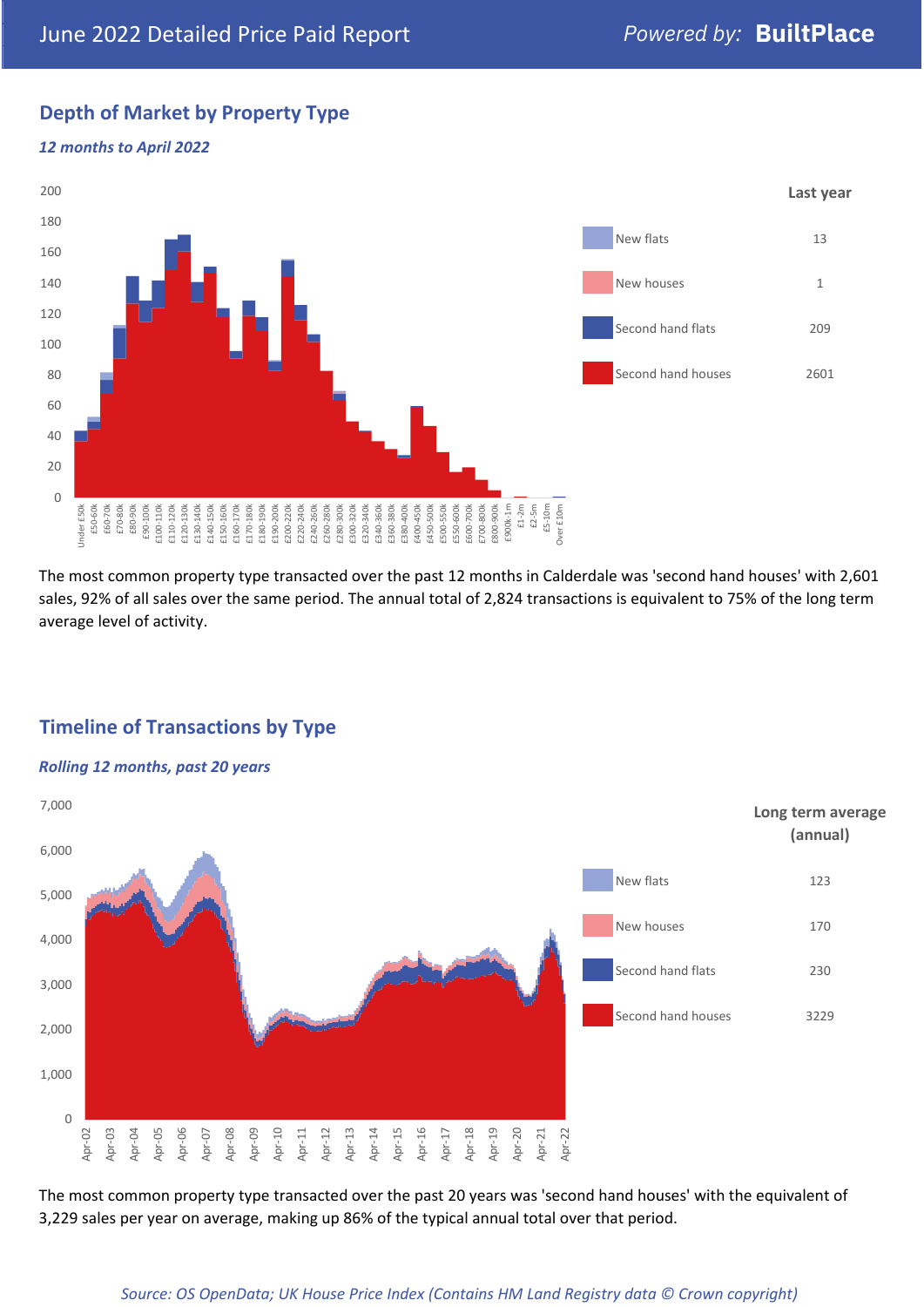June 2022 Detailed Price Paid Report

Powered by: **BuiltPlace**

## Depth of Market by Property Type

*12 months to April 2022*

200
180
160
140
120
100
80
60
40
20
0

Under £50k, £50-60k, £60-70k, £70-80k, £80-90k, £90-100k, £100-110k, £110-120k, £120-130k, £130-140k, £140-150k, £150-160k, £160-170k, £170-180k, £180-190k, £190-200k, £200-220k, £220-240k, £240-260k, £260-280k, £280-300k, £300-320k, £320-340k, £340-360k, £360-380k, £380-400k, £400-450k, £450-500k, £500-550k, £550-600k, £600-700k, £700-800k, £800-900k, £900k-1m, £1-2m, £2-5m, £5-10m, Over £10m

Last year

New flats 13

New houses 1

Second hand flats 209

Second hand houses 2601

The most common property type transacted over the past 12 months in Calderdale was 'second hand houses' with 2,601 sales, 92% of all sales over the same period. The annual total of 2,824 transactions is equivalent to 75% of the long term average level of activity.

## Timeline of Transactions by Type

*Rolling 12 months, past 20 years*

7,000
6,000
5,000
4,000
3,000
2,000
1,000
0

Apr-02, Apr-03, Apr-04, Apr-05, Apr-06, Apr-07, Apr-08, Apr-09, Apr-10, Apr-11, Apr-12, Apr-13, Apr-14, Apr-15, Apr-16, Apr-17, Apr-18, Apr-19, Apr-20, Apr-21, Apr-22

Long term average (annual)

New flats 123

New houses 170

Second hand flats 230

Second hand houses 3229

The most common property type transacted over the past 20 years was 'second hand houses' with the equivalent of 3,229 sales per year on average, making up 86% of the typical annual total over that period.

*Source: OS OpenData; UK House Price Index (Contains HM Land Registry data © Crown copyright)*